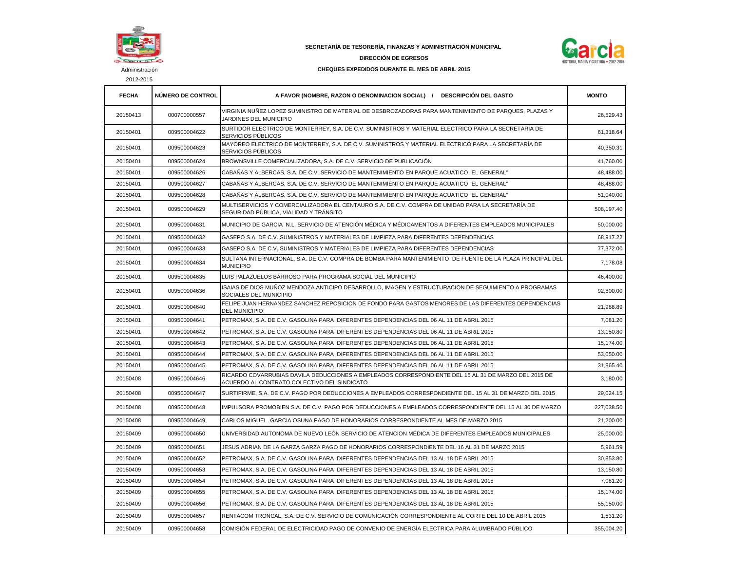Administración

2012-2015

**SECRETARÍA DE TESORERÍA, FINANZAS Y ADMINISTRACIÓN MUNICIPAL**

**DIRECCIÓN DE EGRESOS**

**CHEQUES EXPEDIDOS DURANTE EL MES DE ABRIL 2015**

| FECHA | NÚMERO DE CONTROL | A FAVOR (NOMBRE, RAZON O DENOMINACION SOCIAL) / DESCRIPCIÓN DEL GASTO | MONTO |
|---|---|---|---|
| 20150413 | 000700000557 | VIRGINIA NUÑEZ LOPEZ SUMINISTRO DE MATERIAL DE DESBROZADORAS PARA MANTENIMIENTO DE PARQUES, PLAZAS Y JARDINES DEL MUNICIPIO | 26,529.43 |
| 20150401 | 009500004622 | SURTIDOR ELECTRICO DE MONTERREY, S.A. DE C.V. SUMINISTROS Y MATERIAL ELECTRICO PARA LA SECRETARÍA DE SERVICIOS PÚBLICOS | 61,318.64 |
| 20150401 | 009500004623 | MAYOREO ELECTRICO DE MONTERREY, S.A. DE C.V. SUMINISTROS Y MATERIAL ELECTRICO PARA LA SECRETARÍA DE SERVICIOS PÚBLICOS | 40,350.31 |
| 20150401 | 009500004624 | BROWNSVILLE COMERCIALIZADORA, S.A. DE C.V. SERVICIO DE PUBLICACIÓN | 41,760.00 |
| 20150401 | 009500004626 | CABAÑAS Y ALBERCAS, S.A. DE C.V. SERVICIO DE MANTENIMIENTO EN PARQUE ACUATICO "EL GENERAL" | 48,488.00 |
| 20150401 | 009500004627 | CABAÑAS Y ALBERCAS, S.A. DE C.V. SERVICIO DE MANTENIMIENTO EN PARQUE ACUATICO "EL GENERAL" | 48,488.00 |
| 20150401 | 009500004628 | CABAÑAS Y ALBERCAS, S.A. DE C.V. SERVICIO DE MANTENIMIENTO EN PARQUE ACUATICO "EL GENERAL" | 51,040.00 |
| 20150401 | 009500004629 | MULTISERVICIOS Y COMERCIALIZADORA EL CENTAURO S.A. DE C.V. COMPRA DE UNIDAD PARA LA SECRETARÍA DE SEGURIDAD PÚBLICA, VIALIDAD Y TRÁNSITO | 508,197.40 |
| 20150401 | 009500004631 | MUNICIPIO DE GARCIA N.L. SERVICIO DE ATENCIÓN MÉDICA Y MÉDICAMENTOS A DIFERENTES EMPLEADOS MUNICIPALES | 50,000.00 |
| 20150401 | 009500004632 | GASEPO S.A. DE C.V. SUMINISTROS Y MATERIALES DE LIMPIEZA PARA DIFERENTES DEPENDENCIAS | 68,917.22 |
| 20150401 | 009500004633 | GASEPO S.A. DE C.V. SUMINISTROS Y MATERIALES DE LIMPIEZA PARA DIFERENTES DEPENDENCIAS | 77,372.00 |
| 20150401 | 009500004634 | SULTANA INTERNACIONAL, S.A. DE C.V. COMPRA DE BOMBA PARA MANTENIMIENTO DE FUENTE DE LA PLAZA PRINCIPAL DEL MUNICIPIO | 7,178.08 |
| 20150401 | 009500004635 | LUIS PALAZUELOS BARROSO PARA PROGRAMA SOCIAL DEL MUNICIPIO | 46,400.00 |
| 20150401 | 009500004636 | ISAIAS DE DIOS MUÑOZ MENDOZA ANTICIPO DESARROLLO, IMAGEN Y ESTRUCTURACION DE SEGUIMIENTO A PROGRAMAS SOCIALES DEL MUNICIPIO | 92,800.00 |
| 20150401 | 009500004640 | FELIPE JUAN HERNANDEZ SANCHEZ REPOSICION DE FONDO PARA GASTOS MENORES DE LAS DIFERENTES DEPENDENCIAS DEL MUNICIPIO | 21,988.89 |
| 20150401 | 009500004641 | PETROMAX, S.A. DE C.V. GASOLINA PARA DIFERENTES DEPENDENCIAS DEL 06 AL 11 DE ABRIL 2015 | 7,081.20 |
| 20150401 | 009500004642 | PETROMAX, S.A. DE C.V. GASOLINA PARA DIFERENTES DEPENDENCIAS DEL 06 AL 11 DE ABRIL 2015 | 13,150.80 |
| 20150401 | 009500004643 | PETROMAX, S.A. DE C.V. GASOLINA PARA DIFERENTES DEPENDENCIAS DEL 06 AL 11 DE ABRIL 2015 | 15,174.00 |
| 20150401 | 009500004644 | PETROMAX, S.A. DE C.V. GASOLINA PARA DIFERENTES DEPENDENCIAS DEL 06 AL 11 DE ABRIL 2015 | 53,050.00 |
| 20150401 | 009500004645 | PETROMAX, S.A. DE C.V. GASOLINA PARA DIFERENTES DEPENDENCIAS DEL 06 AL 11 DE ABRIL 2015 | 31,865.40 |
| 20150408 | 009500004646 | RICARDO COVARRUBIAS DAVILA DEDUCCIONES A EMPLEADOS CORRESPONDIENTE DEL 15 AL 31 DE MARZO DEL 2015 DE ACUERDO AL CONTRATO COLECTIVO DEL SINDICATO | 3,180.00 |
| 20150408 | 009500004647 | SURTIFIRME, S.A. DE C.V. PAGO POR DEDUCCIONES A EMPLEADOS CORRESPONDIENTE DEL 15 AL 31 DE MARZO DEL 2015 | 29,024.15 |
| 20150408 | 009500004648 | IMPULSORA PROMOBIEN S.A. DE C.V. PAGO POR DEDUCCIONES A EMPLEADOS CORRESPONDIENTE DEL 15 AL 30 DE MARZO | 227,038.50 |
| 20150408 | 009500004649 | CARLOS MIGUEL GARCIA OSUNA PAGO DE HONORARIOS CORRESPONDIENTE AL MES DE MARZO 2015 | 21,200.00 |
| 20150409 | 009500004650 | UNIVERSIDAD AUTONOMA DE NUEVO LEÓN SERVICIO DE ATENCION MÉDICA DE DIFERENTES EMPLEADOS MUNICIPALES | 25,000.00 |
| 20150409 | 009500004651 | JESUS ADRIAN DE LA GARZA GARZA PAGO DE HONORARIOS CORRESPONDIENTE DEL 16 AL 31 DE MARZO 2015 | 5,961.59 |
| 20150409 | 009500004652 | PETROMAX, S.A. DE C.V. GASOLINA PARA DIFERENTES DEPENDENCIAS DEL 13 AL 18 DE ABRIL 2015 | 30,853.80 |
| 20150409 | 009500004653 | PETROMAX, S.A. DE C.V. GASOLINA PARA DIFERENTES DEPENDENCIAS DEL 13 AL 18 DE ABRIL 2015 | 13,150.80 |
| 20150409 | 009500004654 | PETROMAX, S.A. DE C.V. GASOLINA PARA DIFERENTES DEPENDENCIAS DEL 13 AL 18 DE ABRIL 2015 | 7,081.20 |
| 20150409 | 009500004655 | PETROMAX, S.A. DE C.V. GASOLINA PARA DIFERENTES DEPENDENCIAS DEL 13 AL 18 DE ABRIL 2015 | 15,174.00 |
| 20150409 | 009500004656 | PETROMAX, S.A. DE C.V. GASOLINA PARA DIFERENTES DEPENDENCIAS DEL 13 AL 18 DE ABRIL 2015 | 55,150.00 |
| 20150409 | 009500004657 | RENTACOM TRONCAL, S.A. DE C.V. SERVICIO DE COMUNICACIÓN CORRESPONDIENTE AL CORTE DEL 10 DE ABRIL 2015 | 1,531.20 |
| 20150409 | 009500004658 | COMISIÓN FEDERAL DE ELECTRICIDAD PAGO DE CONVENIO DE ENERGÍA ELECTRICA PARA ALUMBRADO PÚBLICO | 355,004.20 |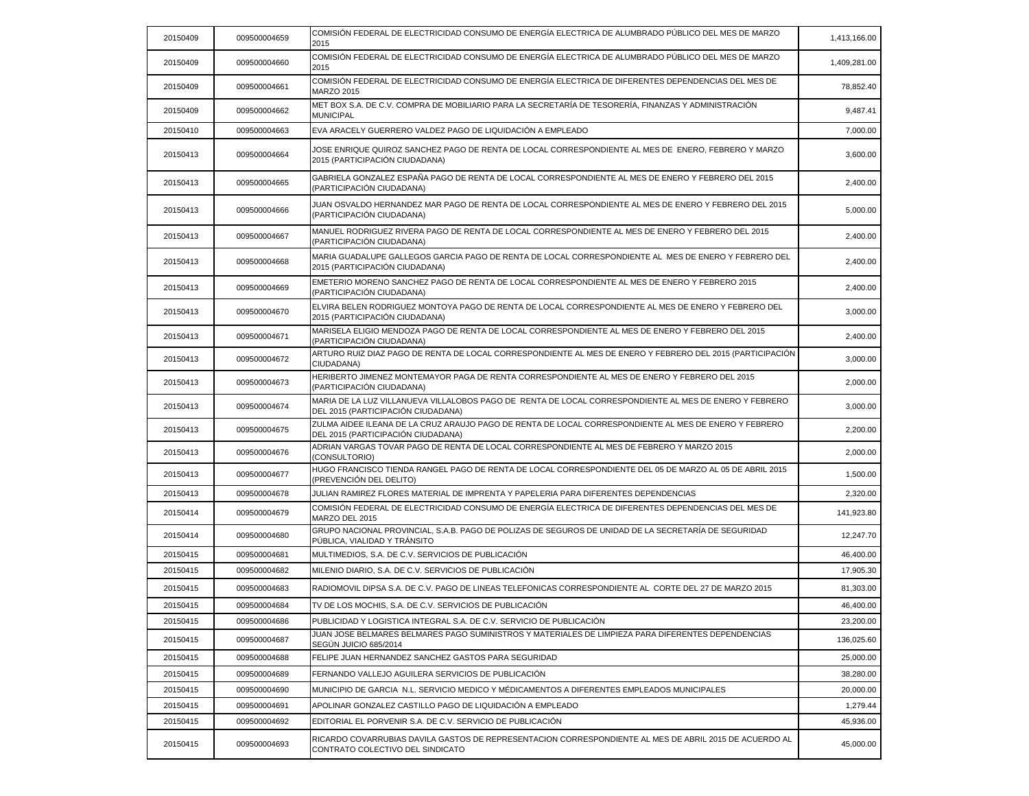| | | | |
|---|---|---|---|
| 20150409 | 009500004659 | COMISIÓN FEDERAL DE ELECTRICIDAD CONSUMO DE ENERGÍA ELECTRICA DE ALUMBRADO PÚBLICO DEL MES DE MARZO 2015 | 1,413,166.00 |
| 20150409 | 009500004660 | COMISIÓN FEDERAL DE ELECTRICIDAD CONSUMO DE ENERGÍA ELECTRICA DE ALUMBRADO PÚBLICO DEL MES DE MARZO 2015 | 1,409,281.00 |
| 20150409 | 009500004661 | COMISIÓN FEDERAL DE ELECTRICIDAD CONSUMO DE ENERGÍA ELECTRICA DE DIFERENTES DEPENDENCIAS DEL MES DE MARZO 2015 | 78,852.40 |
| 20150409 | 009500004662 | MET BOX S.A. DE C.V. COMPRA DE MOBILIARIO PARA LA SECRETARÍA DE TESORERÍA, FINANZAS Y ADMINISTRACIÓN MUNICIPAL | 9,487.41 |
| 20150410 | 009500004663 | EVA ARACELY GUERRERO VALDEZ PAGO DE LIQUIDACIÓN A EMPLEADO | 7,000.00 |
| 20150413 | 009500004664 | JOSE ENRIQUE QUIROZ SANCHEZ PAGO DE RENTA DE LOCAL CORRESPONDIENTE AL MES DE ENERO, FEBRERO Y MARZO 2015 (PARTICIPACIÓN CIUDADANA) | 3,600.00 |
| 20150413 | 009500004665 | GABRIELA GONZALEZ ESPAÑA PAGO DE RENTA DE LOCAL CORRESPONDIENTE AL MES DE ENERO Y FEBRERO DEL 2015 (PARTICIPACIÓN CIUDADANA) | 2,400.00 |
| 20150413 | 009500004666 | JUAN OSVALDO HERNANDEZ MAR PAGO DE RENTA DE LOCAL CORRESPONDIENTE AL MES DE ENERO Y FEBRERO DEL 2015 (PARTICIPACIÓN CIUDADANA) | 5,000.00 |
| 20150413 | 009500004667 | MANUEL RODRIGUEZ RIVERA PAGO DE RENTA DE LOCAL CORRESPONDIENTE AL MES DE ENERO Y FEBRERO DEL 2015 (PARTICIPACIÓN CIUDADANA) | 2,400.00 |
| 20150413 | 009500004668 | MARIA GUADALUPE GALLEGOS GARCIA PAGO DE RENTA DE LOCAL CORRESPONDIENTE AL MES DE ENERO Y FEBRERO DEL 2015 (PARTICIPACIÓN CIUDADANA) | 2,400.00 |
| 20150413 | 009500004669 | EMETERIO MORENO SANCHEZ PAGO DE RENTA DE LOCAL CORRESPONDIENTE AL MES DE ENERO Y FEBRERO 2015 (PARTICIPACIÓN CIUDADANA) | 2,400.00 |
| 20150413 | 009500004670 | ELVIRA BELEN RODRIGUEZ MONTOYA PAGO DE RENTA DE LOCAL CORRESPONDIENTE AL MES DE ENERO Y FEBRERO DEL 2015 (PARTICIPACIÓN CIUDADANA) | 3,000.00 |
| 20150413 | 009500004671 | MARISELA ELIGIO MENDOZA PAGO DE RENTA DE LOCAL CORRESPONDIENTE AL MES DE ENERO Y FEBRERO DEL 2015 (PARTICIPACIÓN CIUDADANA) | 2,400.00 |
| 20150413 | 009500004672 | ARTURO RUIZ DIAZ PAGO DE RENTA DE LOCAL CORRESPONDIENTE AL MES DE ENERO Y FEBRERO DEL 2015 (PARTICIPACIÓN CIUDADANA) | 3,000.00 |
| 20150413 | 009500004673 | HERIBERTO JIMENEZ MONTEMAYOR PAGA DE RENTA CORRESPONDIENTE AL MES DE ENERO Y FEBRERO DEL 2015 (PARTICIPACIÓN CIUDADANA) | 2,000.00 |
| 20150413 | 009500004674 | MARIA DE LA LUZ VILLANUEVA VILLALOBOS PAGO DE RENTA DE LOCAL CORRESPONDIENTE AL MES DE ENERO Y FEBRERO DEL 2015 (PARTICIPACIÓN CIUDADANA) | 3,000.00 |
| 20150413 | 009500004675 | ZULMA AIDEE ILEANA DE LA CRUZ ARAUJO PAGO DE RENTA DE LOCAL CORRESPONDIENTE AL MES DE ENERO Y FEBRERO DEL 2015 (PARTICIPACIÓN CIUDADANA) | 2,200.00 |
| 20150413 | 009500004676 | ADRIAN VARGAS TOVAR PAGO DE RENTA DE LOCAL CORRESPONDIENTE AL MES DE FEBRERO Y MARZO 2015 (CONSULTORIO) | 2,000.00 |
| 20150413 | 009500004677 | HUGO FRANCISCO TIENDA RANGEL PAGO DE RENTA DE LOCAL CORRESPONDIENTE DEL 05 DE MARZO AL 05 DE ABRIL 2015 (PREVENCIÓN DEL DELITO) | 1,500.00 |
| 20150413 | 009500004678 | JULIAN RAMIREZ FLORES MATERIAL DE IMPRENTA Y PAPELERIA PARA DIFERENTES DEPENDENCIAS | 2,320.00 |
| 20150414 | 009500004679 | COMISIÓN FEDERAL DE ELECTRICIDAD CONSUMO DE ENERGÍA ELECTRICA DE DIFERENTES DEPENDENCIAS DEL MES DE MARZO DEL 2015 | 141,923.80 |
| 20150414 | 009500004680 | GRUPO NACIONAL PROVINCIAL, S.A.B. PAGO DE POLIZAS DE SEGUROS DE UNIDAD DE LA SECRETARÍA DE SEGURIDAD PÚBLICA, VIALIDAD Y TRÁNSITO | 12,247.70 |
| 20150415 | 009500004681 | MULTIMEDIOS, S.A. DE C.V. SERVICIOS DE PUBLICACIÓN | 46,400.00 |
| 20150415 | 009500004682 | MILENIO DIARIO, S.A. DE C.V. SERVICIOS DE PUBLICACIÓN | 17,905.30 |
| 20150415 | 009500004683 | RADIOMOVIL DIPSA S.A. DE C.V. PAGO DE LINEAS TELEFONICAS CORRESPONDIENTE AL CORTE DEL 27 DE MARZO 2015 | 81,303.00 |
| 20150415 | 009500004684 | TV DE LOS MOCHIS, S.A. DE C.V. SERVICIOS DE PUBLICACIÓN | 46,400.00 |
| 20150415 | 009500004686 | PUBLICIDAD Y LOGISTICA INTEGRAL S.A. DE C.V. SERVICIO DE PUBLICACIÓN | 23,200.00 |
| 20150415 | 009500004687 | JUAN JOSE BELMARES BELMARES PAGO SUMINISTROS Y MATERIALES DE LIMPIEZA PARA DIFERENTES DEPENDENCIAS SEGÚN JUICIO 685/2014 | 136,025.60 |
| 20150415 | 009500004688 | FELIPE JUAN HERNANDEZ SANCHEZ GASTOS PARA SEGURIDAD | 25,000.00 |
| 20150415 | 009500004689 | FERNANDO VALLEJO AGUILERA SERVICIOS DE PUBLICACIÓN | 38,280.00 |
| 20150415 | 009500004690 | MUNICIPIO DE GARCIA N.L. SERVICIO MEDICO Y MÉDICAMENTOS A DIFERENTES EMPLEADOS MUNICIPALES | 20,000.00 |
| 20150415 | 009500004691 | APOLINAR GONZALEZ CASTILLO PAGO DE LIQUIDACIÓN A EMPLEADO | 1,279.44 |
| 20150415 | 009500004692 | EDITORIAL EL PORVENIR S.A. DE C.V. SERVICIO DE PUBLICACIÓN | 45,936.00 |
| 20150415 | 009500004693 | RICARDO COVARRUBIAS DAVILA GASTOS DE REPRESENTACION CORRESPONDIENTE AL MES DE ABRIL 2015 DE ACUERDO AL CONTRATO COLECTIVO DEL SINDICATO | 45,000.00 |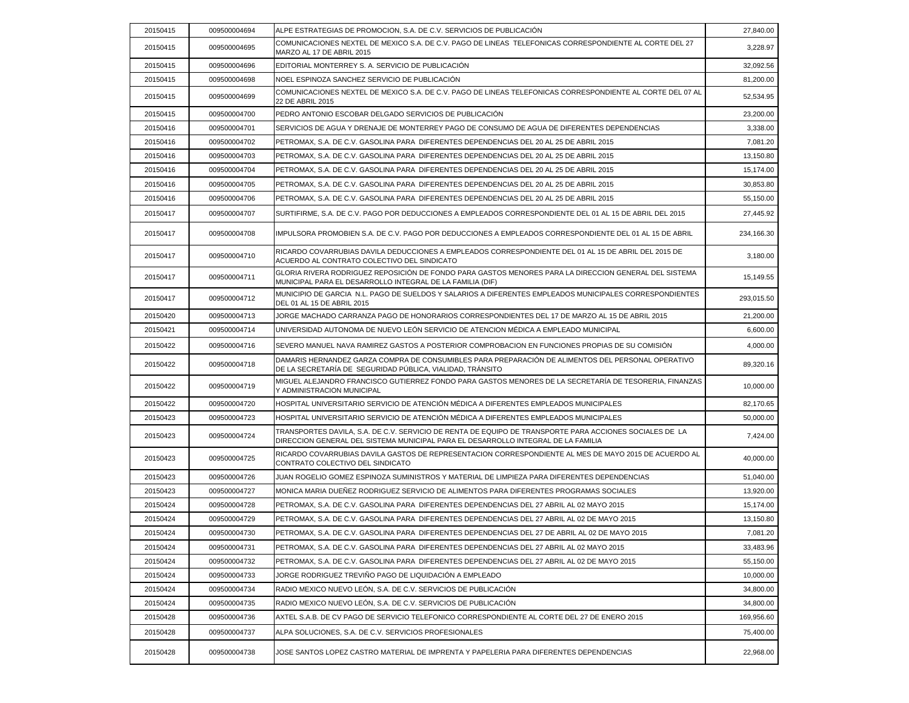| | | | |
|---|---|---|---|
| 20150415 | 009500004694 | ALPE ESTRATEGIAS DE PROMOCION, S.A. DE C.V. SERVICIOS DE PUBLICACIÓN | 27,840.00 |
| 20150415 | 009500004695 | COMUNICACIONES NEXTEL DE MEXICO S.A. DE C.V. PAGO DE LINEAS TELEFONICAS CORRESPONDIENTE AL CORTE DEL 27 MARZO AL 17 DE ABRIL 2015 | 3,228.97 |
| 20150415 | 009500004696 | EDITORIAL MONTERREY S. A. SERVICIO DE PUBLICACIÓN | 32,092.56 |
| 20150415 | 009500004698 | NOEL ESPINOZA SANCHEZ SERVICIO DE PUBLICACIÓN | 81,200.00 |
| 20150415 | 009500004699 | COMUNICACIONES NEXTEL DE MEXICO S.A. DE C.V. PAGO DE LINEAS TELEFONICAS CORRESPONDIENTE AL CORTE DEL 07 AL 22 DE ABRIL 2015 | 52,534.95 |
| 20150415 | 009500004700 | PEDRO ANTONIO ESCOBAR DELGADO SERVICIOS DE PUBLICACIÓN | 23,200.00 |
| 20150416 | 009500004701 | SERVICIOS DE AGUA Y DRENAJE DE MONTERREY PAGO DE CONSUMO DE AGUA DE DIFERENTES DEPENDENCIAS | 3,338.00 |
| 20150416 | 009500004702 | PETROMAX, S.A. DE C.V. GASOLINA PARA DIFERENTES DEPENDENCIAS DEL 20 AL 25 DE ABRIL 2015 | 7,081.20 |
| 20150416 | 009500004703 | PETROMAX, S.A. DE C.V. GASOLINA PARA DIFERENTES DEPENDENCIAS DEL 20 AL 25 DE ABRIL 2015 | 13,150.80 |
| 20150416 | 009500004704 | PETROMAX, S.A. DE C.V. GASOLINA PARA DIFERENTES DEPENDENCIAS DEL 20 AL 25 DE ABRIL 2015 | 15,174.00 |
| 20150416 | 009500004705 | PETROMAX, S.A. DE C.V. GASOLINA PARA DIFERENTES DEPENDENCIAS DEL 20 AL 25 DE ABRIL 2015 | 30,853.80 |
| 20150416 | 009500004706 | PETROMAX, S.A. DE C.V. GASOLINA PARA DIFERENTES DEPENDENCIAS DEL 20 AL 25 DE ABRIL 2015 | 55,150.00 |
| 20150417 | 009500004707 | SURTIFIRME, S.A. DE C.V. PAGO POR DEDUCCIONES A EMPLEADOS CORRESPONDIENTE DEL 01 AL 15 DE ABRIL DEL 2015 | 27,445.92 |
| 20150417 | 009500004708 | IMPULSORA PROMOBIEN S.A. DE C.V. PAGO POR DEDUCCIONES A EMPLEADOS CORRESPONDIENTE DEL 01 AL 15 DE ABRIL | 234,166.30 |
| 20150417 | 009500004710 | RICARDO COVARRUBIAS DAVILA DEDUCCIONES A EMPLEADOS CORRESPONDIENTE DEL 01 AL 15 DE ABRIL DEL 2015 DE ACUERDO AL CONTRATO COLECTIVO DEL SINDICATO | 3,180.00 |
| 20150417 | 009500004711 | GLORIA RIVERA RODRIGUEZ REPOSICIÓN DE FONDO PARA GASTOS MENORES PARA LA DIRECCION GENERAL DEL SISTEMA MUNICIPAL PARA EL DESARROLLO INTEGRAL DE LA FAMILIA (DIF) | 15,149.55 |
| 20150417 | 009500004712 | MUNICIPIO DE GARCIA N.L. PAGO DE SUELDOS Y SALARIOS A DIFERENTES EMPLEADOS MUNICIPALES CORRESPONDIENTES DEL 01 AL 15 DE ABRIL 2015 | 293,015.50 |
| 20150420 | 009500004713 | JORGE MACHADO CARRANZA PAGO DE HONORARIOS CORRESPONDIENTES DEL 17 DE MARZO AL 15 DE ABRIL 2015 | 21,200.00 |
| 20150421 | 009500004714 | UNIVERSIDAD AUTONOMA DE NUEVO LEÓN SERVICIO DE ATENCION MÉDICA A EMPLEADO MUNICIPAL | 6,600.00 |
| 20150422 | 009500004716 | SEVERO MANUEL NAVA RAMIREZ GASTOS A POSTERIOR COMPROBACION EN FUNCIONES PROPIAS DE SU COMISIÓN | 4,000.00 |
| 20150422 | 009500004718 | DAMARIS HERNANDEZ GARZA COMPRA DE CONSUMIBLES PARA PREPARACIÓN DE ALIMENTOS DEL PERSONAL OPERATIVO DE LA SECRETARÍA DE SEGURIDAD PÚBLICA, VIALIDAD, TRÁNSITO | 89,320.16 |
| 20150422 | 009500004719 | MIGUEL ALEJANDRO FRANCISCO GUTIERREZ FONDO PARA GASTOS MENORES DE LA SECRETARÍA DE TESORERIA, FINANZAS Y ADMINISTRACION MUNICIPAL | 10,000.00 |
| 20150422 | 009500004720 | HOSPITAL UNIVERSITARIO SERVICIO DE ATENCIÓN MÉDICA A DIFERENTES EMPLEADOS MUNICIPALES | 82,170.65 |
| 20150423 | 009500004723 | HOSPITAL UNIVERSITARIO SERVICIO DE ATENCIÓN MÉDICA A DIFERENTES EMPLEADOS MUNICIPALES | 50,000.00 |
| 20150423 | 009500004724 | TRANSPORTES DAVILA, S.A. DE C.V. SERVICIO DE RENTA DE EQUIPO DE TRANSPORTE PARA ACCIONES SOCIALES DE LA DIRECCION GENERAL DEL SISTEMA MUNICIPAL PARA EL DESARROLLO INTEGRAL DE LA FAMILIA | 7,424.00 |
| 20150423 | 009500004725 | RICARDO COVARRUBIAS DAVILA GASTOS DE REPRESENTACION CORRESPONDIENTE AL MES DE MAYO 2015 DE ACUERDO AL CONTRATO COLECTIVO DEL SINDICATO | 40,000.00 |
| 20150423 | 009500004726 | JUAN ROGELIO GOMEZ ESPINOZA SUMINISTROS Y MATERIAL DE LIMPIEZA PARA DIFERENTES DEPENDENCIAS | 51,040.00 |
| 20150423 | 009500004727 | MONICA MARIA DUEÑEZ RODRIGUEZ SERVICIO DE ALIMENTOS PARA DIFERENTES PROGRAMAS SOCIALES | 13,920.00 |
| 20150424 | 009500004728 | PETROMAX, S.A. DE C.V. GASOLINA PARA DIFERENTES DEPENDENCIAS DEL 27 ABRIL AL 02 MAYO 2015 | 15,174.00 |
| 20150424 | 009500004729 | PETROMAX, S.A. DE C.V. GASOLINA PARA DIFERENTES DEPENDENCIAS DEL 27 ABRIL AL 02 DE MAYO 2015 | 13,150.80 |
| 20150424 | 009500004730 | PETROMAX, S.A. DE C.V. GASOLINA PARA DIFERENTES DEPENDENCIAS DEL 27 DE ABRIL AL 02 DE MAYO 2015 | 7,081.20 |
| 20150424 | 009500004731 | PETROMAX, S.A. DE C.V. GASOLINA PARA DIFERENTES DEPENDENCIAS DEL 27 ABRIL AL 02 MAYO 2015 | 33,483.96 |
| 20150424 | 009500004732 | PETROMAX, S.A. DE C.V. GASOLINA PARA DIFERENTES DEPENDENCIAS DEL 27 ABRIL AL 02 DE MAYO 2015 | 55,150.00 |
| 20150424 | 009500004733 | JORGE RODRIGUEZ TREVIÑO PAGO DE LIQUIDACIÓN A EMPLEADO | 10,000.00 |
| 20150424 | 009500004734 | RADIO MEXICO NUEVO LEÓN, S.A. DE C.V. SERVICIOS DE PUBLICACIÓN | 34,800.00 |
| 20150424 | 009500004735 | RADIO MEXICO NUEVO LEÓN, S.A. DE C.V. SERVICIOS DE PUBLICACIÓN | 34,800.00 |
| 20150428 | 009500004736 | AXTEL S.A.B. DE CV PAGO DE SERVICIO TELEFONICO CORRESPONDIENTE AL CORTE DEL 27 DE ENERO 2015 | 169,956.60 |
| 20150428 | 009500004737 | ALPA SOLUCIONES, S.A. DE C.V. SERVICIOS PROFESIONALES | 75,400.00 |
| 20150428 | 009500004738 | JOSE SANTOS LOPEZ CASTRO MATERIAL DE IMPRENTA Y PAPELERIA PARA DIFERENTES DEPENDENCIAS | 22,968.00 |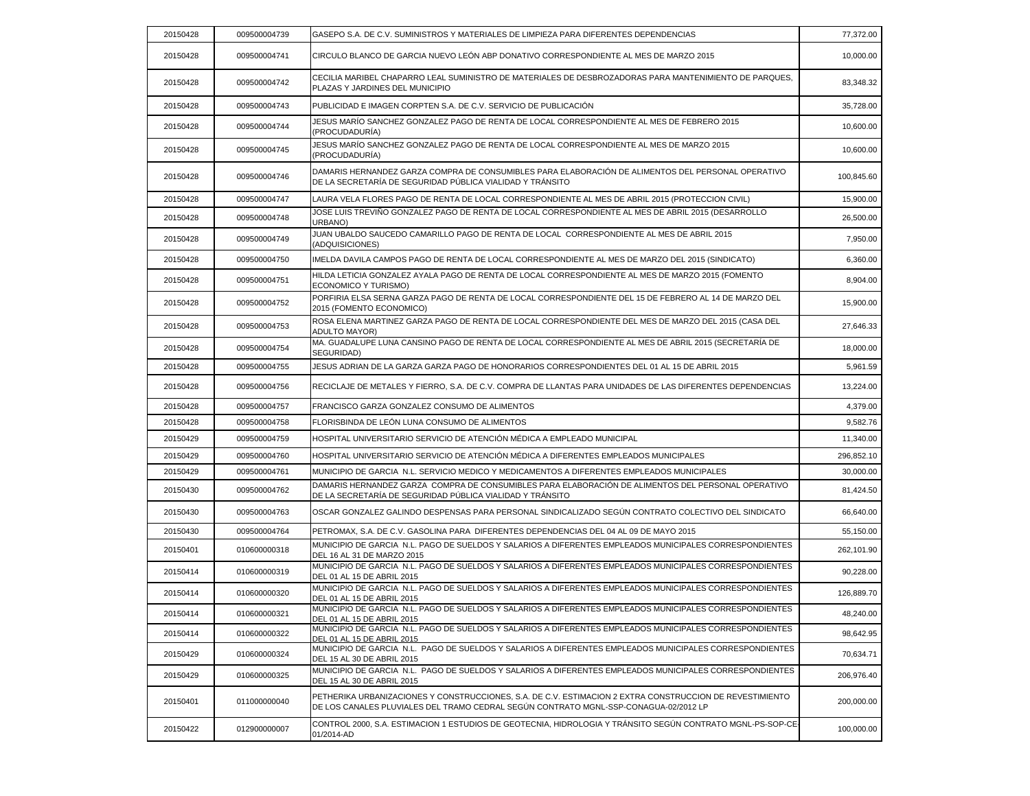| 20150428 | 009500004739 | GASEPO S.A. DE C.V. SUMINISTROS Y MATERIALES DE LIMPIEZA PARA DIFERENTES DEPENDENCIAS | 77,372.00 |
|---|---|---|---|
| 20150428 | 009500004741 | CIRCULO BLANCO DE GARCIA NUEVO LEÓN ABP DONATIVO CORRESPONDIENTE AL MES DE MARZO 2015 | 10,000.00 |
| 20150428 | 009500004742 | CECILIA MARIBEL CHAPARRO LEAL SUMINISTRO DE MATERIALES DE DESBROZADORAS PARA MANTENIMIENTO DE PARQUES, PLAZAS Y JARDINES DEL MUNICIPIO | 83,348.32 |
| 20150428 | 009500004743 | PUBLICIDAD E IMAGEN CORPTEN S.A. DE C.V. SERVICIO DE PUBLICACIÓN | 35,728.00 |
| 20150428 | 009500004744 | JESUS MARÍO SANCHEZ GONZALEZ PAGO DE RENTA DE LOCAL CORRESPONDIENTE AL MES DE FEBRERO 2015 (PROCUDADURÍA) | 10,600.00 |
| 20150428 | 009500004745 | JESUS MARÍO SANCHEZ GONZALEZ PAGO DE RENTA DE LOCAL CORRESPONDIENTE AL MES DE MARZO 2015 (PROCUDADURÍA) | 10,600.00 |
| 20150428 | 009500004746 | DAMARIS HERNANDEZ GARZA COMPRA DE CONSUMIBLES PARA ELABORACIÓN DE ALIMENTOS DEL PERSONAL OPERATIVO DE LA SECRETARÍA DE SEGURIDAD PÚBLICA VIALIDAD Y TRÁNSITO | 100,845.60 |
| 20150428 | 009500004747 | LAURA VELA FLORES PAGO DE RENTA DE LOCAL CORRESPONDIENTE AL MES DE ABRIL 2015 (PROTECCION CIVIL) | 15,900.00 |
| 20150428 | 009500004748 | JOSE LUIS TREVIÑO GONZALEZ PAGO DE RENTA DE LOCAL CORRESPONDIENTE AL MES DE ABRIL 2015 (DESARROLLO URBANO) | 26,500.00 |
| 20150428 | 009500004749 | JUAN UBALDO SAUCEDO CAMARILLO PAGO DE RENTA DE LOCAL CORRESPONDIENTE AL MES DE ABRIL 2015 (ADQUISICIONES) | 7,950.00 |
| 20150428 | 009500004750 | IMELDA DAVILA CAMPOS PAGO DE RENTA DE LOCAL CORRESPONDIENTE AL MES DE MARZO DEL 2015 (SINDICATO) | 6,360.00 |
| 20150428 | 009500004751 | HILDA LETICIA GONZALEZ AYALA PAGO DE RENTA DE LOCAL CORRESPONDIENTE AL MES DE MARZO 2015 (FOMENTO ECONOMICO Y TURISMO) | 8,904.00 |
| 20150428 | 009500004752 | PORFIRIA ELSA SERNA GARZA PAGO DE RENTA DE LOCAL CORRESPONDIENTE DEL 15 DE FEBRERO AL 14 DE MARZO DEL 2015 (FOMENTO ECONOMICO) | 15,900.00 |
| 20150428 | 009500004753 | ROSA ELENA MARTINEZ GARZA PAGO DE RENTA DE LOCAL CORRESPONDIENTE DEL MES DE MARZO DEL 2015 (CASA DEL ADULTO MAYOR) | 27,646.33 |
| 20150428 | 009500004754 | MA. GUADALUPE LUNA CANSINO PAGO DE RENTA DE LOCAL CORRESPONDIENTE AL MES DE ABRIL 2015 (SECRETARÍA DE SEGURIDAD) | 18,000.00 |
| 20150428 | 009500004755 | JESUS ADRIAN DE LA GARZA GARZA PAGO DE HONORARIOS CORRESPONDIENTES DEL 01 AL 15 DE ABRIL 2015 | 5,961.59 |
| 20150428 | 009500004756 | RECICLAJE DE METALES Y FIERRO, S.A. DE C.V. COMPRA DE LLANTAS PARA UNIDADES DE LAS DIFERENTES DEPENDENCIAS | 13,224.00 |
| 20150428 | 009500004757 | FRANCISCO GARZA GONZALEZ CONSUMO DE ALIMENTOS | 4,379.00 |
| 20150428 | 009500004758 | FLORISBINDA DE LEÓN LUNA CONSUMO DE ALIMENTOS | 9,582.76 |
| 20150429 | 009500004759 | HOSPITAL UNIVERSITARIO SERVICIO DE ATENCIÓN MÉDICA A EMPLEADO MUNICIPAL | 11,340.00 |
| 20150429 | 009500004760 | HOSPITAL UNIVERSITARIO SERVICIO DE ATENCIÓN MÉDICA A DIFERENTES EMPLEADOS MUNICIPALES | 296,852.10 |
| 20150429 | 009500004761 | MUNICIPIO DE GARCIA N.L. SERVICIO MEDICO Y MEDICAMENTOS A DIFERENTES EMPLEADOS MUNICIPALES | 30,000.00 |
| 20150430 | 009500004762 | DAMARIS HERNANDEZ GARZA COMPRA DE CONSUMIBLES PARA ELABORACIÓN DE ALIMENTOS DEL PERSONAL OPERATIVO DE LA SECRETARÍA DE SEGURIDAD PÚBLICA VIALIDAD Y TRÁNSITO | 81,424.50 |
| 20150430 | 009500004763 | OSCAR GONZALEZ GALINDO DESPENSAS PARA PERSONAL SINDICALIZADO SEGÚN CONTRATO COLECTIVO DEL SINDICATO | 66,640.00 |
| 20150430 | 009500004764 | PETROMAX, S.A. DE C.V. GASOLINA PARA DIFERENTES DEPENDENCIAS DEL 04 AL 09 DE MAYO 2015 | 55,150.00 |
| 20150401 | 010600000318 | MUNICIPIO DE GARCIA N.L. PAGO DE SUELDOS Y SALARIOS A DIFERENTES EMPLEADOS MUNICIPALES CORRESPONDIENTES DEL 16 AL 31 DE MARZO 2015 | 262,101.90 |
| 20150414 | 010600000319 | MUNICIPIO DE GARCIA N.L. PAGO DE SUELDOS Y SALARIOS A DIFERENTES EMPLEADOS MUNICIPALES CORRESPONDIENTES DEL 01 AL 15 DE ABRIL 2015 | 90,228.00 |
| 20150414 | 010600000320 | MUNICIPIO DE GARCIA N.L. PAGO DE SUELDOS Y SALARIOS A DIFERENTES EMPLEADOS MUNICIPALES CORRESPONDIENTES DEL 01 AL 15 DE ABRIL 2015 | 126,889.70 |
| 20150414 | 010600000321 | MUNICIPIO DE GARCIA N.L. PAGO DE SUELDOS Y SALARIOS A DIFERENTES EMPLEADOS MUNICIPALES CORRESPONDIENTES DEL 01 AL 15 DE ABRIL 2015 | 48,240.00 |
| 20150414 | 010600000322 | MUNICIPIO DE GARCIA N.L. PAGO DE SUELDOS Y SALARIOS A DIFERENTES EMPLEADOS MUNICIPALES CORRESPONDIENTES DEL 01 AL 15 DE ABRIL 2015 | 98,642.95 |
| 20150429 | 010600000324 | MUNICIPIO DE GARCIA N.L. PAGO DE SUELDOS Y SALARIOS A DIFERENTES EMPLEADOS MUNICIPALES CORRESPONDIENTES DEL 15 AL 30 DE ABRIL 2015 | 70,634.71 |
| 20150429 | 010600000325 | MUNICIPIO DE GARCIA N.L. PAGO DE SUELDOS Y SALARIOS A DIFERENTES EMPLEADOS MUNICIPALES CORRESPONDIENTES DEL 15 AL 30 DE ABRIL 2015 | 206,976.40 |
| 20150401 | 011000000040 | PETHERIKA URBANIZACIONES Y CONSTRUCCIONES, S.A. DE C.V. ESTIMACION 2 EXTRA CONSTRUCCION DE REVESTIMIENTO DE LOS CANALES PLUVIALES DEL TRAMO CEDRAL SEGÚN CONTRATO MGNL-SSP-CONAGUA-02/2012 LP | 200,000.00 |
| 20150422 | 012900000007 | CONTROL 2000, S.A. ESTIMACION 1 ESTUDIOS DE GEOTECNIA, HIDROLOGIA Y TRÁNSITO SEGÚN CONTRATO MGNL-PS-SOP-CE-01/2014-AD | 100,000.00 |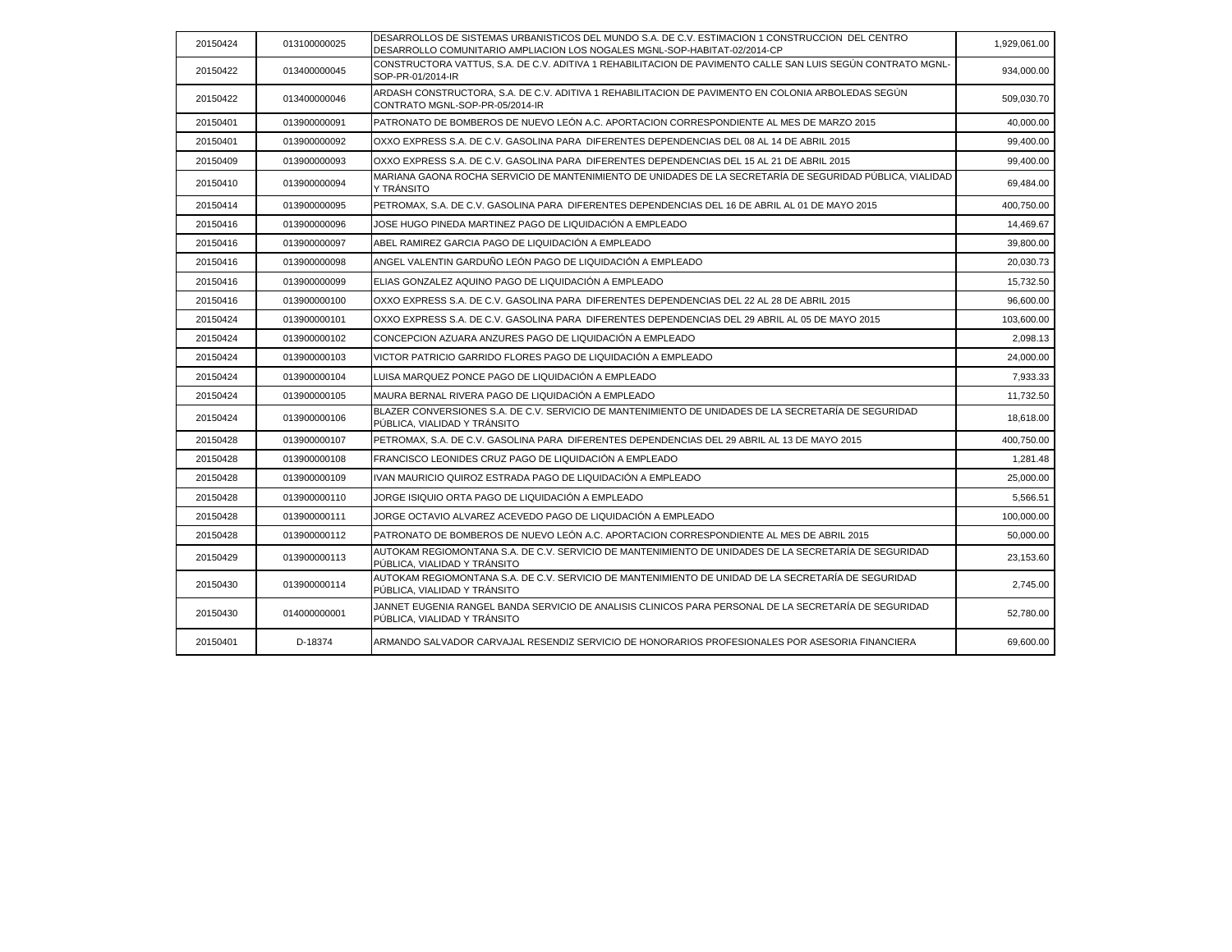| | | | |
|---|---|---|---|
| 20150424 | 013100000025 | DESARROLLOS DE SISTEMAS URBANISTICOS DEL MUNDO S.A. DE C.V. ESTIMACION 1 CONSTRUCCION DEL CENTRO DESARROLLO COMUNITARIO AMPLIACION LOS NOGALES MGNL-SOP-HABITAT-02/2014-CP | 1,929,061.00 |
| 20150422 | 013400000045 | CONSTRUCTORA VATTUS, S.A. DE C.V. ADITIVA 1 REHABILITACION DE PAVIMENTO CALLE SAN LUIS SEGÚN CONTRATO MGNL-SOP-PR-01/2014-IR | 934,000.00 |
| 20150422 | 013400000046 | ARDASH CONSTRUCTORA, S.A. DE C.V. ADITIVA 1 REHABILITACION DE PAVIMENTO EN COLONIA ARBOLEDAS SEGÚN CONTRATO MGNL-SOP-PR-05/2014-IR | 509,030.70 |
| 20150401 | 013900000091 | PATRONATO DE BOMBEROS DE NUEVO LEÓN A.C. APORTACION CORRESPONDIENTE AL MES DE MARZO 2015 | 40,000.00 |
| 20150401 | 013900000092 | OXXO EXPRESS S.A. DE C.V. GASOLINA PARA DIFERENTES DEPENDENCIAS DEL 08 AL 14 DE ABRIL 2015 | 99,400.00 |
| 20150409 | 013900000093 | OXXO EXPRESS S.A. DE C.V. GASOLINA PARA DIFERENTES DEPENDENCIAS DEL 15 AL 21 DE ABRIL 2015 | 99,400.00 |
| 20150410 | 013900000094 | MARIANA GAONA ROCHA SERVICIO DE MANTENIMIENTO DE UNIDADES DE LA SECRETARÍA DE SEGURIDAD PÚBLICA, VIALIDAD Y TRÁNSITO | 69,484.00 |
| 20150414 | 013900000095 | PETROMAX, S.A. DE C.V. GASOLINA PARA DIFERENTES DEPENDENCIAS DEL 16 DE ABRIL AL 01 DE MAYO 2015 | 400,750.00 |
| 20150416 | 013900000096 | JOSE HUGO PINEDA MARTINEZ PAGO DE LIQUIDACIÓN A EMPLEADO | 14,469.67 |
| 20150416 | 013900000097 | ABEL RAMIREZ GARCIA PAGO DE LIQUIDACIÓN A EMPLEADO | 39,800.00 |
| 20150416 | 013900000098 | ANGEL VALENTIN GARDUÑO LEÓN PAGO DE LIQUIDACIÓN A EMPLEADO | 20,030.73 |
| 20150416 | 013900000099 | ELIAS GONZALEZ AQUINO PAGO DE LIQUIDACIÓN A EMPLEADO | 15,732.50 |
| 20150416 | 013900000100 | OXXO EXPRESS S.A. DE C.V. GASOLINA PARA DIFERENTES DEPENDENCIAS DEL 22 AL 28 DE ABRIL 2015 | 96,600.00 |
| 20150424 | 013900000101 | OXXO EXPRESS S.A. DE C.V. GASOLINA PARA DIFERENTES DEPENDENCIAS DEL 29 ABRIL AL 05 DE MAYO 2015 | 103,600.00 |
| 20150424 | 013900000102 | CONCEPCION AZUARA ANZURES PAGO DE LIQUIDACIÓN A EMPLEADO | 2,098.13 |
| 20150424 | 013900000103 | VICTOR PATRICIO GARRIDO FLORES PAGO DE LIQUIDACIÓN A EMPLEADO | 24,000.00 |
| 20150424 | 013900000104 | LUISA MARQUEZ PONCE PAGO DE LIQUIDACIÓN A EMPLEADO | 7,933.33 |
| 20150424 | 013900000105 | MAURA BERNAL RIVERA PAGO DE LIQUIDACIÓN A EMPLEADO | 11,732.50 |
| 20150424 | 013900000106 | BLAZER CONVERSIONES S.A. DE C.V. SERVICIO DE MANTENIMIENTO DE UNIDADES DE LA SECRETARÍA DE SEGURIDAD PÚBLICA, VIALIDAD Y TRÁNSITO | 18,618.00 |
| 20150428 | 013900000107 | PETROMAX, S.A. DE C.V. GASOLINA PARA DIFERENTES DEPENDENCIAS DEL 29 ABRIL AL 13 DE MAYO 2015 | 400,750.00 |
| 20150428 | 013900000108 | FRANCISCO LEONIDES CRUZ PAGO DE LIQUIDACIÓN A EMPLEADO | 1,281.48 |
| 20150428 | 013900000109 | IVAN MAURICIO QUIROZ ESTRADA PAGO DE LIQUIDACIÓN A EMPLEADO | 25,000.00 |
| 20150428 | 013900000110 | JORGE ISIQUIO ORTA PAGO DE LIQUIDACIÓN A EMPLEADO | 5,566.51 |
| 20150428 | 013900000111 | JORGE OCTAVIO ALVAREZ ACEVEDO PAGO DE LIQUIDACIÓN A EMPLEADO | 100,000.00 |
| 20150428 | 013900000112 | PATRONATO DE BOMBEROS DE NUEVO LEÓN A.C. APORTACION CORRESPONDIENTE AL MES DE ABRIL 2015 | 50,000.00 |
| 20150429 | 013900000113 | AUTOKAM REGIOMONTANA S.A. DE C.V. SERVICIO DE MANTENIMIENTO DE UNIDADES DE LA SECRETARÍA DE SEGURIDAD PÚBLICA, VIALIDAD Y TRÁNSITO | 23,153.60 |
| 20150430 | 013900000114 | AUTOKAM REGIOMONTANA S.A. DE C.V. SERVICIO DE MANTENIMIENTO DE UNIDAD DE LA SECRETARÍA DE SEGURIDAD PÚBLICA, VIALIDAD Y TRÁNSITO | 2,745.00 |
| 20150430 | 014000000001 | JANNET EUGENIA RANGEL BANDA SERVICIO DE ANALISIS CLINICOS PARA PERSONAL DE LA SECRETARÍA DE SEGURIDAD PÚBLICA, VIALIDAD Y TRÁNSITO | 52,780.00 |
| 20150401 | D-18374 | ARMANDO SALVADOR CARVAJAL RESENDIZ SERVICIO DE HONORARIOS PROFESIONALES POR ASESORIA FINANCIERA | 69,600.00 |